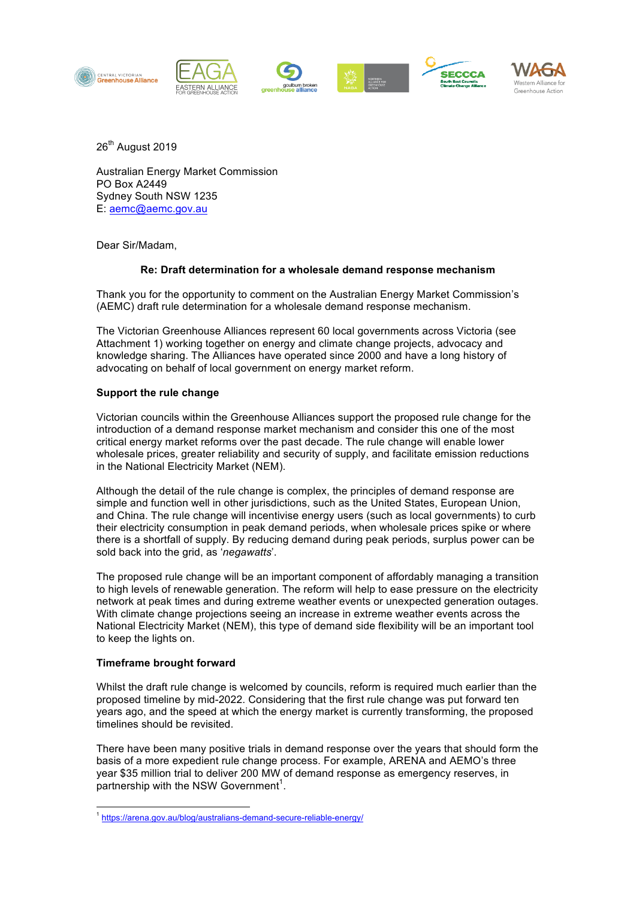26th August 2019

Australian Energy Market Commission
PO Box A2449
Sydney South NSW 1235
E: aemc@aemc.gov.au

Dear Sir/Madam,

**Re: Draft determination for a wholesale demand response mechanism**

Thank you for the opportunity to comment on the Australian Energy Market Commission's (AEMC) draft rule determination for a wholesale demand response mechanism.

The Victorian Greenhouse Alliances represent 60 local governments across Victoria (see Attachment 1) working together on energy and climate change projects, advocacy and knowledge sharing. The Alliances have operated since 2000 and have a long history of advocating on behalf of local government on energy market reform.

**Support the rule change**

Victorian councils within the Greenhouse Alliances support the proposed rule change for the introduction of a demand response market mechanism and consider this one of the most critical energy market reforms over the past decade. The rule change will enable lower wholesale prices, greater reliability and security of supply, and facilitate emission reductions in the National Electricity Market (NEM).

Although the detail of the rule change is complex, the principles of demand response are simple and function well in other jurisdictions, such as the United States, European Union, and China. The rule change will incentivise energy users (such as local governments) to curb their electricity consumption in peak demand periods, when wholesale prices spike or where there is a shortfall of supply. By reducing demand during peak periods, surplus power can be sold back into the grid, as '*negawatts*'.

The proposed rule change will be an important component of affordably managing a transition to high levels of renewable generation. The reform will help to ease pressure on the electricity network at peak times and during extreme weather events or unexpected generation outages. With climate change projections seeing an increase in extreme weather events across the National Electricity Market (NEM), this type of demand side flexibility will be an important tool to keep the lights on.

**Timeframe brought forward**

Whilst the draft rule change is welcomed by councils, reform is required much earlier than the proposed timeline by mid-2022. Considering that the first rule change was put forward ten years ago, and the speed at which the energy market is currently transforming, the proposed timelines should be revisited.

There have been many positive trials in demand response over the years that should form the basis of a more expedient rule change process. For example, ARENA and AEMO's three year $35 million trial to deliver 200 MW of demand response as emergency reserves, in partnership with the NSW Government[1].

[1] https://arena.gov.au/blog/australians-demand-secure-reliable-energy/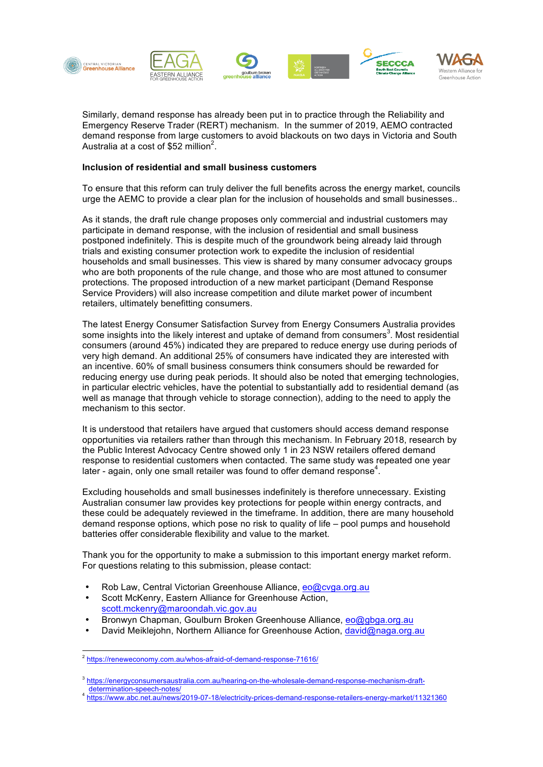Similarly, demand response has already been put in to practice through the Reliability and Emergency Reserve Trader (RERT) mechanism. In the summer of 2019, AEMO contracted demand response from large customers to avoid blackouts on two days in Victoria and South Australia at a cost of $52 million[2].

**Inclusion of residential and small business customers**

To ensure that this reform can truly deliver the full benefits across the energy market, councils urge the AEMC to provide a clear plan for the inclusion of households and small businesses..

As it stands, the draft rule change proposes only commercial and industrial customers may participate in demand response, with the inclusion of residential and small business postponed indefinitely. This is despite much of the groundwork being already laid through trials and existing consumer protection work to expedite the inclusion of residential households and small businesses. This view is shared by many consumer advocacy groups who are both proponents of the rule change, and those who are most attuned to consumer protections. The proposed introduction of a new market participant (Demand Response Service Providers) will also increase competition and dilute market power of incumbent retailers, ultimately benefitting consumers.

The latest Energy Consumer Satisfaction Survey from Energy Consumers Australia provides some insights into the likely interest and uptake of demand from consumers[3]. Most residential consumers (around 45%) indicated they are prepared to reduce energy use during periods of very high demand. An additional 25% of consumers have indicated they are interested with an incentive. 60% of small business consumers think consumers should be rewarded for reducing energy use during peak periods. It should also be noted that emerging technologies, in particular electric vehicles, have the potential to substantially add to residential demand (as well as manage that through vehicle to storage connection), adding to the need to apply the mechanism to this sector.

It is understood that retailers have argued that customers should access demand response opportunities via retailers rather than through this mechanism. In February 2018, research by the Public Interest Advocacy Centre showed only 1 in 23 NSW retailers offered demand response to residential customers when contacted. The same study was repeated one year later - again, only one small retailer was found to offer demand response[4].

Excluding households and small businesses indefinitely is therefore unnecessary. Existing Australian consumer law provides key protections for people within energy contracts, and these could be adequately reviewed in the timeframe. In addition, there are many household demand response options, which pose no risk to quality of life – pool pumps and household batteries offer considerable flexibility and value to the market.

Thank you for the opportunity to make a submission to this important energy market reform. For questions relating to this submission, please contact:

- Rob Law, Central Victorian Greenhouse Alliance, eo@cvga.org.au
- Scott McKenry, Eastern Alliance for Greenhouse Action, scott.mckenry@maroondah.vic.gov.au
- Bronwyn Chapman, Goulburn Broken Greenhouse Alliance, eo@gbga.org.au
- David Meiklejohn, Northern Alliance for Greenhouse Action, david@naga.org.au

---

[2] https://reneweconomy.com.au/whos-afraid-of-demand-response-71616/

[3] https://energyconsumersaustralia.com.au/hearing-on-the-wholesale-demand-response-mechanism-draft-determination-speech-notes/

[4] https://www.abc.net.au/news/2019-07-18/electricity-prices-demand-response-retailers-energy-market/11321360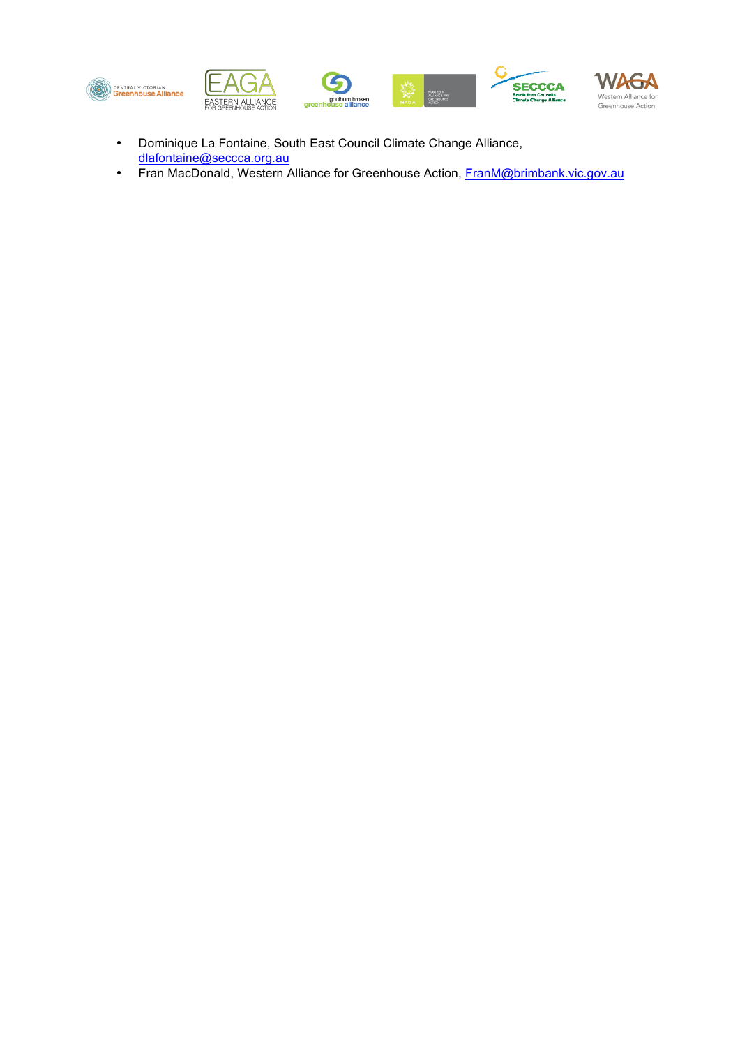- Dominique La Fontaine, South East Council Climate Change Alliance, dlafontaine@seccca.org.au
- Fran MacDonald, Western Alliance for Greenhouse Action, FranM@brimbank.vic.gov.au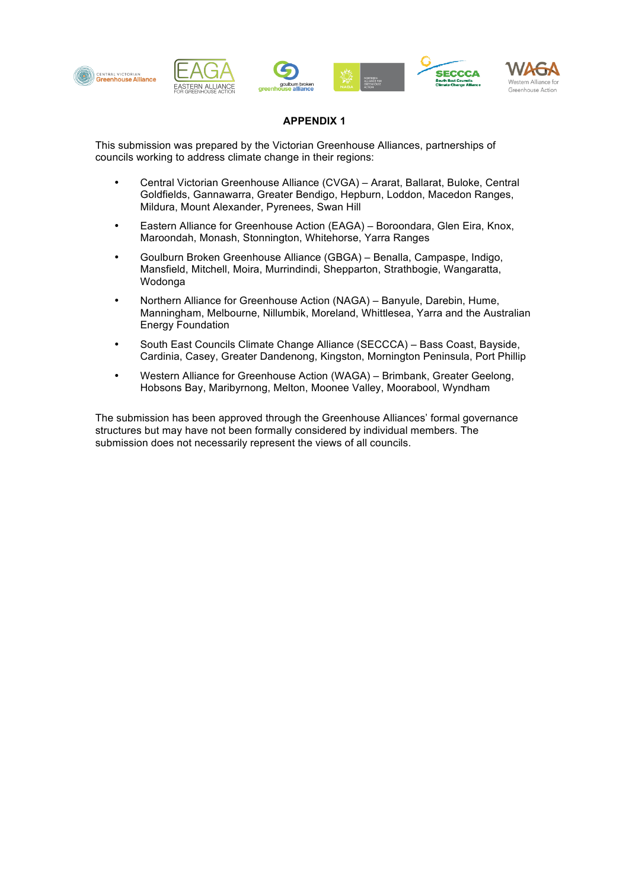# APPENDIX 1

This submission was prepared by the Victorian Greenhouse Alliances, partnerships of councils working to address climate change in their regions:

- Central Victorian Greenhouse Alliance (CVGA) – Ararat, Ballarat, Buloke, Central Goldfields, Gannawarra, Greater Bendigo, Hepburn, Loddon, Macedon Ranges, Mildura, Mount Alexander, Pyrenees, Swan Hill
- Eastern Alliance for Greenhouse Action (EAGA) – Boroondara, Glen Eira, Knox, Maroondah, Monash, Stonnington, Whitehorse, Yarra Ranges
- Goulburn Broken Greenhouse Alliance (GBGA) – Benalla, Campaspe, Indigo, Mansfield, Mitchell, Moira, Murrindindi, Shepparton, Strathbogie, Wangaratta, Wodonga
- Northern Alliance for Greenhouse Action (NAGA) – Banyule, Darebin, Hume, Manningham, Melbourne, Nillumbik, Moreland, Whittlesea, Yarra and the Australian Energy Foundation
- South East Councils Climate Change Alliance (SECCCA) – Bass Coast, Bayside, Cardinia, Casey, Greater Dandenong, Kingston, Mornington Peninsula, Port Phillip
- Western Alliance for Greenhouse Action (WAGA) – Brimbank, Greater Geelong, Hobsons Bay, Maribyrnong, Melton, Moonee Valley, Moorabool, Wyndham

The submission has been approved through the Greenhouse Alliances' formal governance structures but may have not been formally considered by individual members. The submission does not necessarily represent the views of all councils.